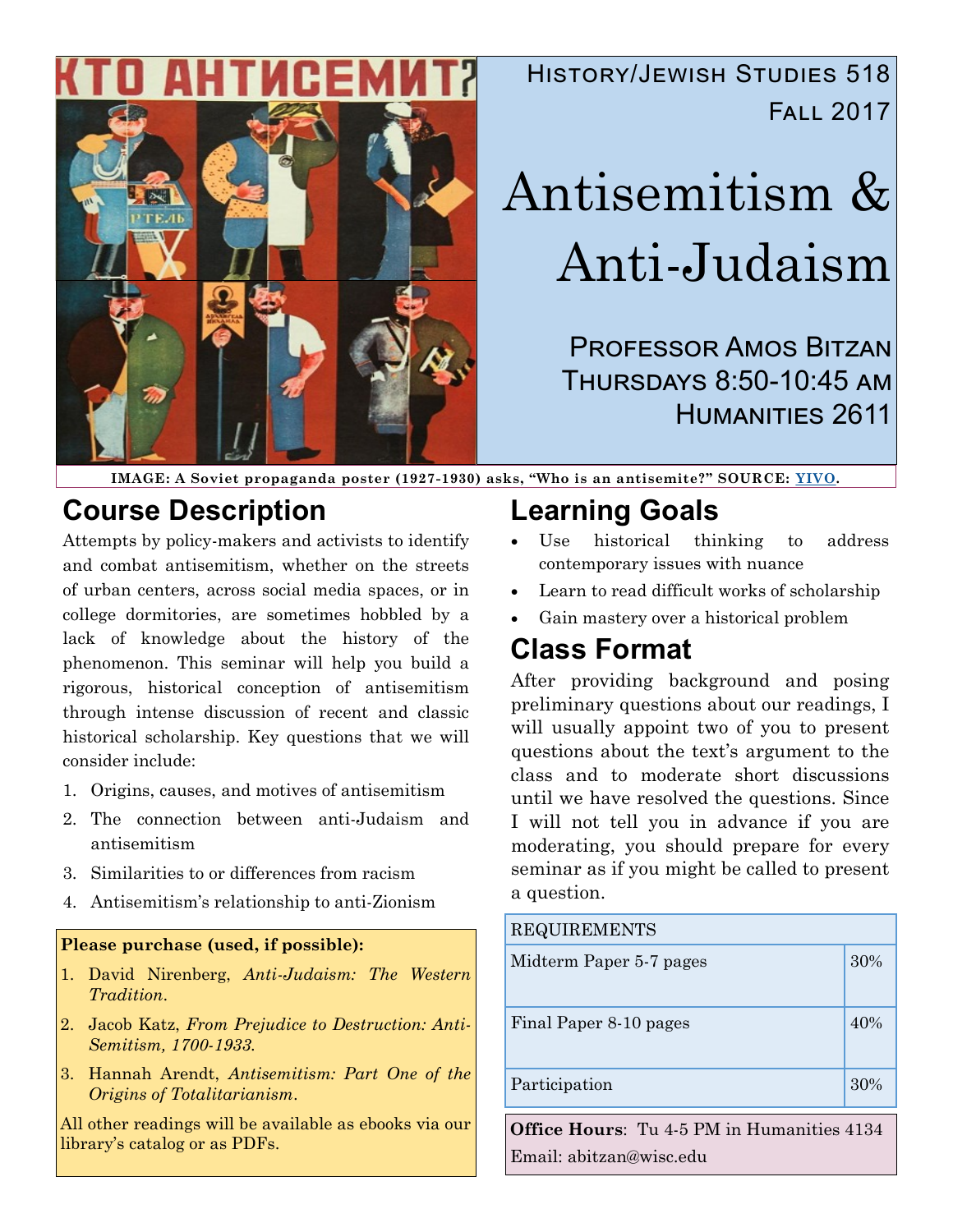History/Jewish Studies 518

Fall 2017

# Antisemitism & Anti-Judaism

Professor Amos Bitzan

Thursdays 8:50-10:45 am

Humanities 2611

**IMAGE: A Soviet propaganda poster (1927-1930) asks, "Who is an antisemite?" SOURCE: YIVO.**

## Course Description

Attempts by policy-makers and activists to identify and combat antisemitism, whether on the streets of urban centers, across social media spaces, or in college dormitories, are sometimes hobbled by a lack of knowledge about the history of the phenomenon. This seminar will help you build a rigorous, historical conception of antisemitism through intense discussion of recent and classic historical scholarship. Key questions that we will consider include:

1. Origins, causes, and motives of antisemitism
2. The connection between anti-Judaism and antisemitism
3. Similarities to or differences from racism
4. Antisemitism's relationship to anti-Zionism

**Please purchase (used, if possible):**

1. David Nirenberg, *Anti-Judaism: The Western Tradition*.
2. Jacob Katz, *From Prejudice to Destruction: Anti-Semitism, 1700-1933*.
3. Hannah Arendt, *Antisemitism: Part One of the Origins of Totalitarianism*.

All other readings will be available as ebooks via our library's catalog or as PDFs.

## Learning Goals

- Use historical thinking to address contemporary issues with nuance
- Learn to read difficult works of scholarship
- Gain mastery over a historical problem

## Class Format

After providing background and posing preliminary questions about our readings, I will usually appoint two of you to present questions about the text's argument to the class and to moderate short discussions until we have resolved the questions. Since I will not tell you in advance if you are moderating, you should prepare for every seminar as if you might be called to present a question.

| REQUIREMENTS | |
|---|---|
| Midterm Paper 5-7 pages | 30% |
| Final Paper 8-10 pages | 40% |
| Participation | 30% |

**Office Hours**: Tu 4-5 PM in Humanities 4134

Email: abitzan@wisc.edu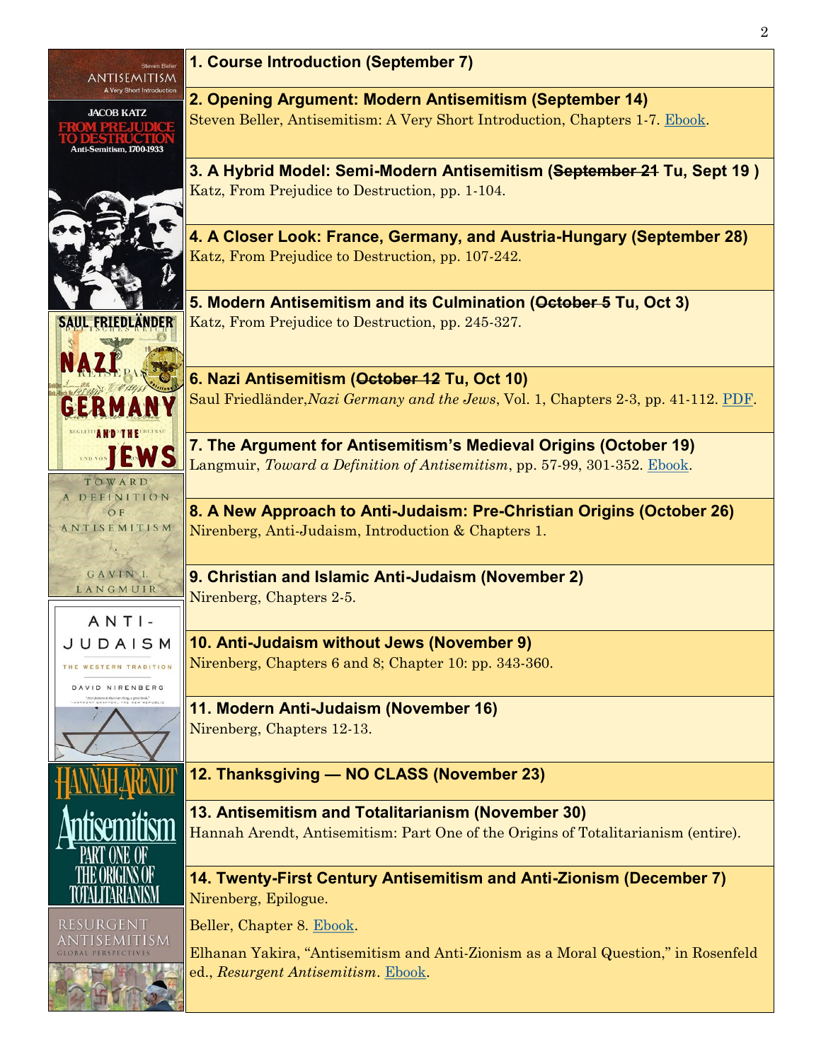**1. Course Introduction (September 7)**

**2. Opening Argument: Modern Antisemitism (September 14)**
Steven Beller, Antisemitism: A Very Short Introduction, Chapters 1-7. Ebook.

**3. A Hybrid Model: Semi-Modern Antisemitism (~~September 21~~ Tu, Sept 19 )**
Katz, From Prejudice to Destruction, pp. 1-104.

**4. A Closer Look: France, Germany, and Austria-Hungary (September 28)**
Katz, From Prejudice to Destruction, pp. 107-242.

**5. Modern Antisemitism and its Culmination (~~October 5~~ Tu, Oct 3)**
Katz, From Prejudice to Destruction, pp. 245-327.

**6. Nazi Antisemitism (~~October 12~~ Tu, Oct 10)**
Saul Friedländer, *Nazi Germany and the Jews*, Vol. 1, Chapters 2-3, pp. 41-112. PDF.

**7. The Argument for Antisemitism's Medieval Origins (October 19)**
Langmuir, *Toward a Definition of Antisemitism*, pp. 57-99, 301-352. Ebook.

**8. A New Approach to Anti-Judaism: Pre-Christian Origins (October 26)**
Nirenberg, Anti-Judaism, Introduction & Chapters 1.

**9. Christian and Islamic Anti-Judaism (November 2)**
Nirenberg, Chapters 2-5.

**10. Anti-Judaism without Jews (November 9)**
Nirenberg, Chapters 6 and 8; Chapter 10: pp. 343-360.

**11. Modern Anti-Judaism (November 16)**
Nirenberg, Chapters 12-13.

**12. Thanksgiving — NO CLASS (November 23)**

**13. Antisemitism and Totalitarianism (November 30)**
Hannah Arendt, Antisemitism: Part One of the Origins of Totalitarianism (entire).

**14. Twenty-First Century Antisemitism and Anti-Zionism (December 7)**
Nirenberg, Epilogue.

Beller, Chapter 8. Ebook.

Elhanan Yakira, "Antisemitism and Anti-Zionism as a Moral Question," in Rosenfeld ed., *Resurgent Antisemitism*. Ebook.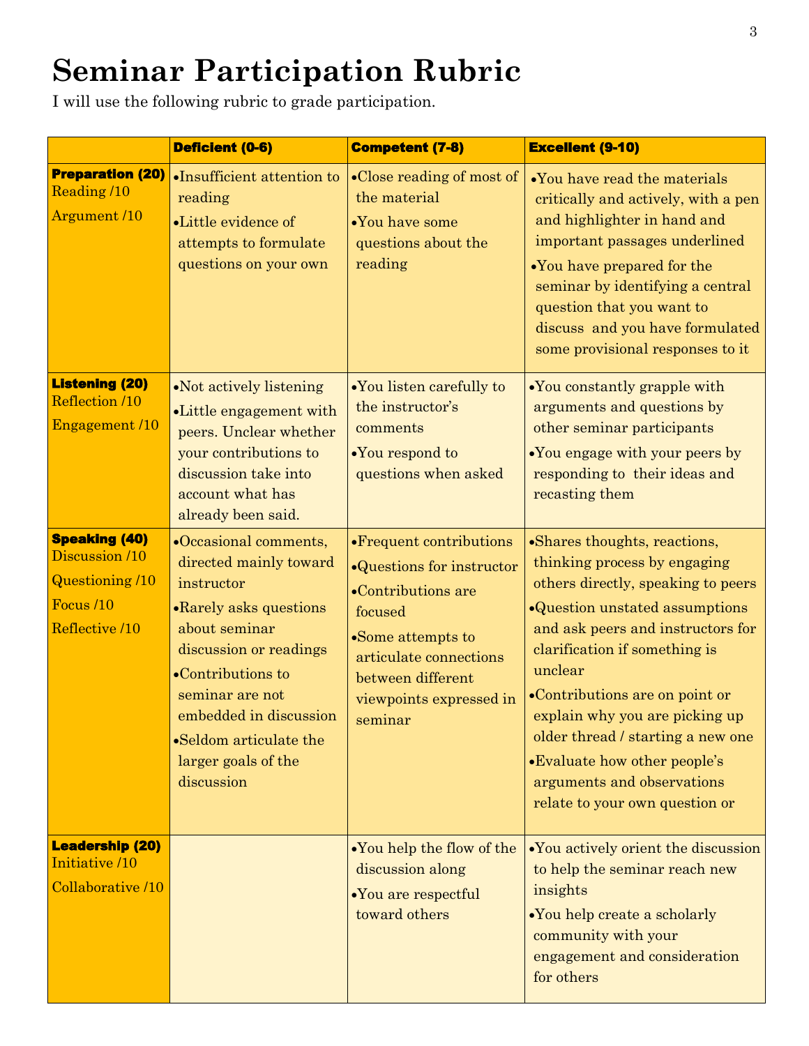# Seminar Participation Rubric

I will use the following rubric to grade participation.

| | **Deficient (0-6)** | **Competent (7-8)** | **Excellent (9-10)** |
|---|---|---|---|
| **Preparation (20)**<br>Reading /10<br>Argument /10 | •Insufficient attention to reading<br>•Little evidence of attempts to formulate questions on your own | •Close reading of most of the material<br>•You have some questions about the reading | •You have read the materials critically and actively, with a pen and highlighter in hand and important passages underlined<br>•You have prepared for the seminar by identifying a central question that you want to discuss and you have formulated some provisional responses to it |
| **Listening (20)**<br>Reflection /10<br>Engagement /10 | •Not actively listening<br>•Little engagement with peers. Unclear whether your contributions to discussion take into account what has already been said. | •You listen carefully to the instructor's comments<br>•You respond to questions when asked | •You constantly grapple with arguments and questions by other seminar participants<br>•You engage with your peers by responding to their ideas and recasting them |
| **Speaking (40)**<br>Discussion /10<br>Questioning /10<br>Focus /10<br>Reflective /10 | •Occasional comments, directed mainly toward instructor<br>•Rarely asks questions about seminar discussion or readings<br>•Contributions to seminar are not embedded in discussion<br>•Seldom articulate the larger goals of the discussion | •Frequent contributions<br>•Questions for instructor<br>•Contributions are focused<br>•Some attempts to articulate connections between different viewpoints expressed in seminar | •Shares thoughts, reactions, thinking process by engaging others directly, speaking to peers<br>•Question unstated assumptions and ask peers and instructors for clarification if something is unclear<br>•Contributions are on point or explain why you are picking up older thread / starting a new one<br>•Evaluate how other people's arguments and observations relate to your own question or |
| **Leadership (20)**<br>Initiative /10<br>Collaborative /10 | | •You help the flow of the discussion along<br>•You are respectful toward others | •You actively orient the discussion to help the seminar reach new insights<br>•You help create a scholarly community with your engagement and consideration for others |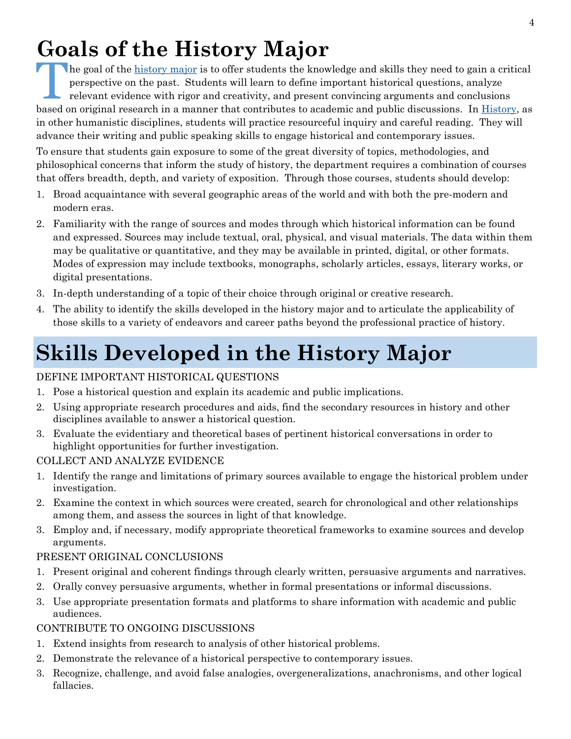# Goals of the History Major

The goal of the history major is to offer students the knowledge and skills they need to gain a critical perspective on the past. Students will learn to define important historical questions, analyze relevant evidence with rigor and creativity, and present convincing arguments and conclusions based on original research in a manner that contributes to academic and public discussions. In History, as in other humanistic disciplines, students will practice resourceful inquiry and careful reading. They will advance their writing and public speaking skills to engage historical and contemporary issues.

To ensure that students gain exposure to some of the great diversity of topics, methodologies, and philosophical concerns that inform the study of history, the department requires a combination of courses that offers breadth, depth, and variety of exposition. Through those courses, students should develop:

1. Broad acquaintance with several geographic areas of the world and with both the pre-modern and modern eras.
2. Familiarity with the range of sources and modes through which historical information can be found and expressed. Sources may include textual, oral, physical, and visual materials. The data within them may be qualitative or quantitative, and they may be available in printed, digital, or other formats. Modes of expression may include textbooks, monographs, scholarly articles, essays, literary works, or digital presentations.
3. In-depth understanding of a topic of their choice through original or creative research.
4. The ability to identify the skills developed in the history major and to articulate the applicability of those skills to a variety of endeavors and career paths beyond the professional practice of history.

# Skills Developed in the History Major

DEFINE IMPORTANT HISTORICAL QUESTIONS

1. Pose a historical question and explain its academic and public implications.
2. Using appropriate research procedures and aids, find the secondary resources in history and other disciplines available to answer a historical question.
3. Evaluate the evidentiary and theoretical bases of pertinent historical conversations in order to highlight opportunities for further investigation.

COLLECT AND ANALYZE EVIDENCE

1. Identify the range and limitations of primary sources available to engage the historical problem under investigation.
2. Examine the context in which sources were created, search for chronological and other relationships among them, and assess the sources in light of that knowledge.
3. Employ and, if necessary, modify appropriate theoretical frameworks to examine sources and develop arguments.

PRESENT ORIGINAL CONCLUSIONS

1. Present original and coherent findings through clearly written, persuasive arguments and narratives.
2. Orally convey persuasive arguments, whether in formal presentations or informal discussions.
3. Use appropriate presentation formats and platforms to share information with academic and public audiences.

CONTRIBUTE TO ONGOING DISCUSSIONS

1. Extend insights from research to analysis of other historical problems.
2. Demonstrate the relevance of a historical perspective to contemporary issues.
3. Recognize, challenge, and avoid false analogies, overgeneralizations, anachronisms, and other logical fallacies.